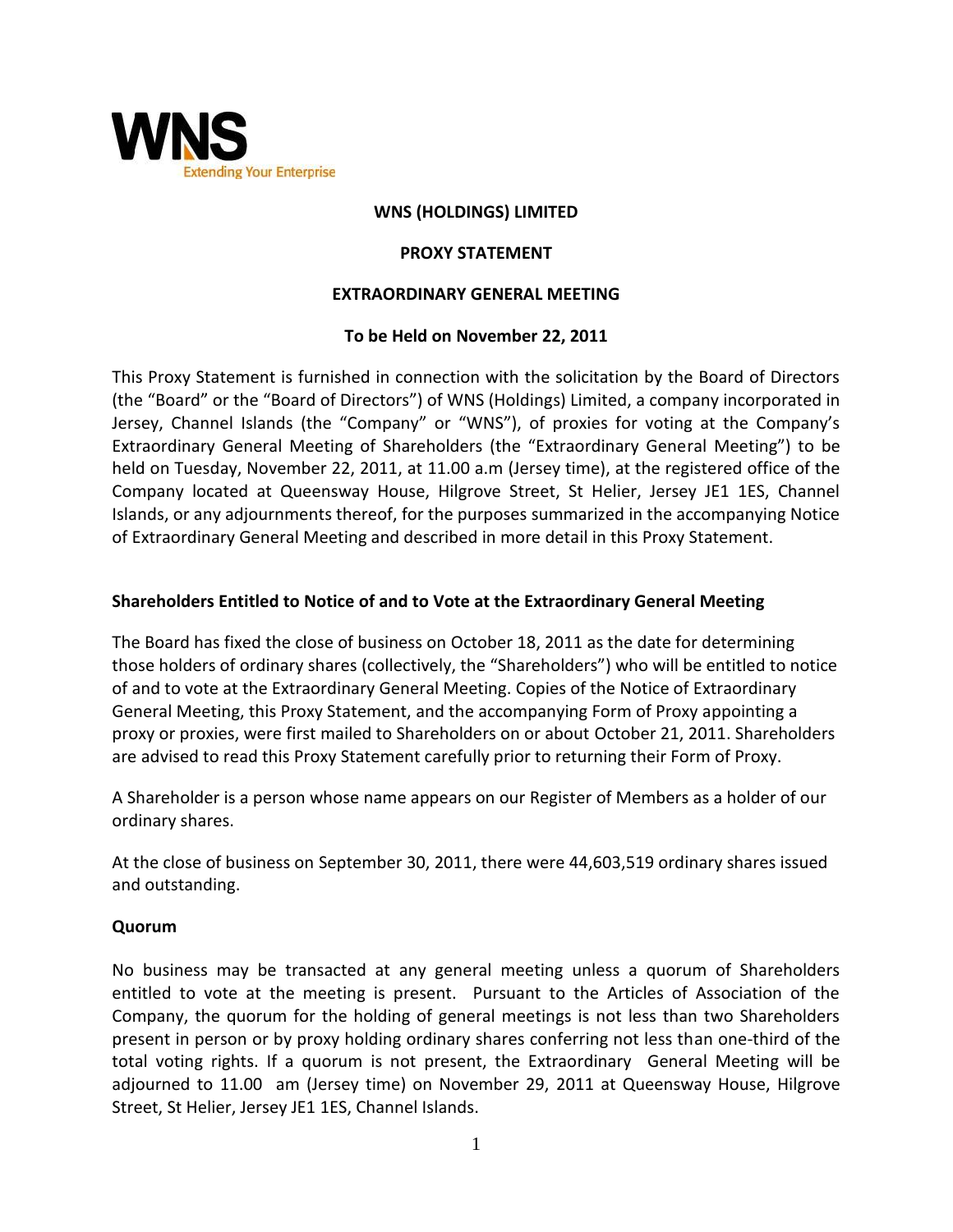**WNS (HOLDINGS) LIMITED**

**PROXY STATEMENT**

**EXTRAORDINARY GENERAL MEETING**

**To be Held on November 22, 2011**

This Proxy Statement is furnished in connection with the solicitation by the Board of Directors (the "Board" or the "Board of Directors") of WNS (Holdings) Limited, a company incorporated in Jersey, Channel Islands (the "Company" or "WNS"), of proxies for voting at the Company's Extraordinary General Meeting of Shareholders (the "Extraordinary General Meeting") to be held on Tuesday, November 22, 2011, at 11.00 a.m (Jersey time), at the registered office of the Company located at Queensway House, Hilgrove Street, St Helier, Jersey JE1 1ES, Channel Islands, or any adjournments thereof, for the purposes summarized in the accompanying Notice of Extraordinary General Meeting and described in more detail in this Proxy Statement.

**Shareholders Entitled to Notice of and to Vote at the Extraordinary General Meeting**

The Board has fixed the close of business on October 18, 2011 as the date for determining those holders of ordinary shares (collectively, the "Shareholders") who will be entitled to notice of and to vote at the Extraordinary General Meeting. Copies of the Notice of Extraordinary General Meeting, this Proxy Statement, and the accompanying Form of Proxy appointing a proxy or proxies, were first mailed to Shareholders on or about October 21, 2011. Shareholders are advised to read this Proxy Statement carefully prior to returning their Form of Proxy.

A Shareholder is a person whose name appears on our Register of Members as a holder of our ordinary shares.

At the close of business on September 30, 2011, there were 44,603,519 ordinary shares issued and outstanding.

**Quorum**

No business may be transacted at any general meeting unless a quorum of Shareholders entitled to vote at the meeting is present. Pursuant to the Articles of Association of the Company, the quorum for the holding of general meetings is not less than two Shareholders present in person or by proxy holding ordinary shares conferring not less than one-third of the total voting rights. If a quorum is not present, the Extraordinary General Meeting will be adjourned to 11.00 am (Jersey time) on November 29, 2011 at Queensway House, Hilgrove Street, St Helier, Jersey JE1 1ES, Channel Islands.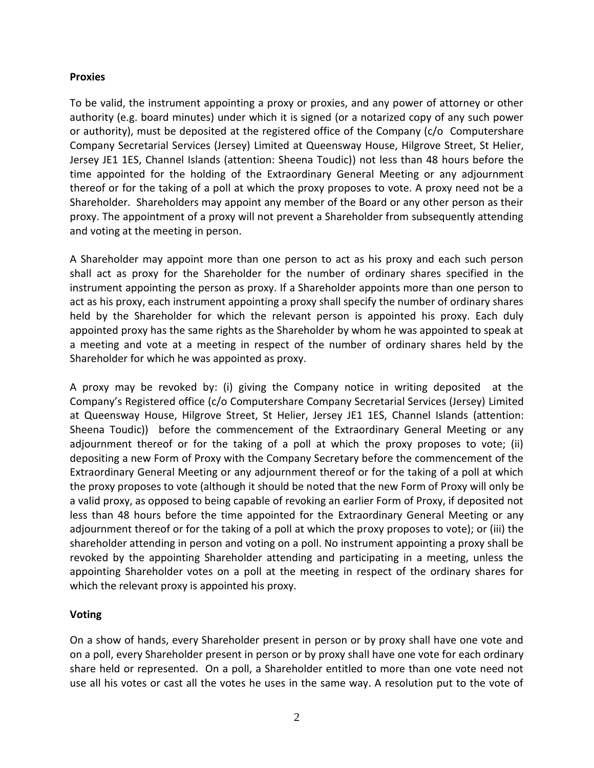**Proxies**

To be valid, the instrument appointing a proxy or proxies, and any power of attorney or other authority (e.g. board minutes) under which it is signed (or a notarized copy of any such power or authority), must be deposited at the registered office of the Company (c/o Computershare Company Secretarial Services (Jersey) Limited at Queensway House, Hilgrove Street, St Helier, Jersey JE1 1ES, Channel Islands (attention: Sheena Toudic)) not less than 48 hours before the time appointed for the holding of the Extraordinary General Meeting or any adjournment thereof or for the taking of a poll at which the proxy proposes to vote. A proxy need not be a Shareholder. Shareholders may appoint any member of the Board or any other person as their proxy. The appointment of a proxy will not prevent a Shareholder from subsequently attending and voting at the meeting in person.

A Shareholder may appoint more than one person to act as his proxy and each such person shall act as proxy for the Shareholder for the number of ordinary shares specified in the instrument appointing the person as proxy. If a Shareholder appoints more than one person to act as his proxy, each instrument appointing a proxy shall specify the number of ordinary shares held by the Shareholder for which the relevant person is appointed his proxy. Each duly appointed proxy has the same rights as the Shareholder by whom he was appointed to speak at a meeting and vote at a meeting in respect of the number of ordinary shares held by the Shareholder for which he was appointed as proxy.

A proxy may be revoked by: (i) giving the Company notice in writing deposited at the Company's Registered office (c/o Computershare Company Secretarial Services (Jersey) Limited at Queensway House, Hilgrove Street, St Helier, Jersey JE1 1ES, Channel Islands (attention: Sheena Toudic)) before the commencement of the Extraordinary General Meeting or any adjournment thereof or for the taking of a poll at which the proxy proposes to vote; (ii) depositing a new Form of Proxy with the Company Secretary before the commencement of the Extraordinary General Meeting or any adjournment thereof or for the taking of a poll at which the proxy proposes to vote (although it should be noted that the new Form of Proxy will only be a valid proxy, as opposed to being capable of revoking an earlier Form of Proxy, if deposited not less than 48 hours before the time appointed for the Extraordinary General Meeting or any adjournment thereof or for the taking of a poll at which the proxy proposes to vote); or (iii) the shareholder attending in person and voting on a poll. No instrument appointing a proxy shall be revoked by the appointing Shareholder attending and participating in a meeting, unless the appointing Shareholder votes on a poll at the meeting in respect of the ordinary shares for which the relevant proxy is appointed his proxy.

**Voting**

On a show of hands, every Shareholder present in person or by proxy shall have one vote and on a poll, every Shareholder present in person or by proxy shall have one vote for each ordinary share held or represented. On a poll, a Shareholder entitled to more than one vote need not use all his votes or cast all the votes he uses in the same way. A resolution put to the vote of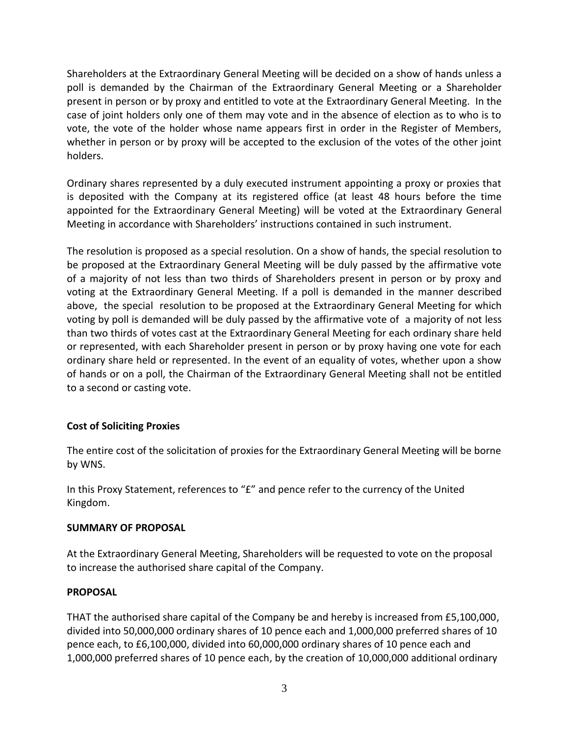Shareholders at the Extraordinary General Meeting will be decided on a show of hands unless a poll is demanded by the Chairman of the Extraordinary General Meeting or a Shareholder present in person or by proxy and entitled to vote at the Extraordinary General Meeting. In the case of joint holders only one of them may vote and in the absence of election as to who is to vote, the vote of the holder whose name appears first in order in the Register of Members, whether in person or by proxy will be accepted to the exclusion of the votes of the other joint holders.

Ordinary shares represented by a duly executed instrument appointing a proxy or proxies that is deposited with the Company at its registered office (at least 48 hours before the time appointed for the Extraordinary General Meeting) will be voted at the Extraordinary General Meeting in accordance with Shareholders' instructions contained in such instrument.

The resolution is proposed as a special resolution. On a show of hands, the special resolution to be proposed at the Extraordinary General Meeting will be duly passed by the affirmative vote of a majority of not less than two thirds of Shareholders present in person or by proxy and voting at the Extraordinary General Meeting. If a poll is demanded in the manner described above, the special resolution to be proposed at the Extraordinary General Meeting for which voting by poll is demanded will be duly passed by the affirmative vote of a majority of not less than two thirds of votes cast at the Extraordinary General Meeting for each ordinary share held or represented, with each Shareholder present in person or by proxy having one vote for each ordinary share held or represented. In the event of an equality of votes, whether upon a show of hands or on a poll, the Chairman of the Extraordinary General Meeting shall not be entitled to a second or casting vote.

**Cost of Soliciting Proxies**

The entire cost of the solicitation of proxies for the Extraordinary General Meeting will be borne by WNS.

In this Proxy Statement, references to "£" and pence refer to the currency of the United Kingdom.

**SUMMARY OF PROPOSAL**

At the Extraordinary General Meeting, Shareholders will be requested to vote on the proposal to increase the authorised share capital of the Company.

**PROPOSAL**

THAT the authorised share capital of the Company be and hereby is increased from £5,100,000, divided into 50,000,000 ordinary shares of 10 pence each and 1,000,000 preferred shares of 10 pence each, to £6,100,000, divided into 60,000,000 ordinary shares of 10 pence each and 1,000,000 preferred shares of 10 pence each, by the creation of 10,000,000 additional ordinary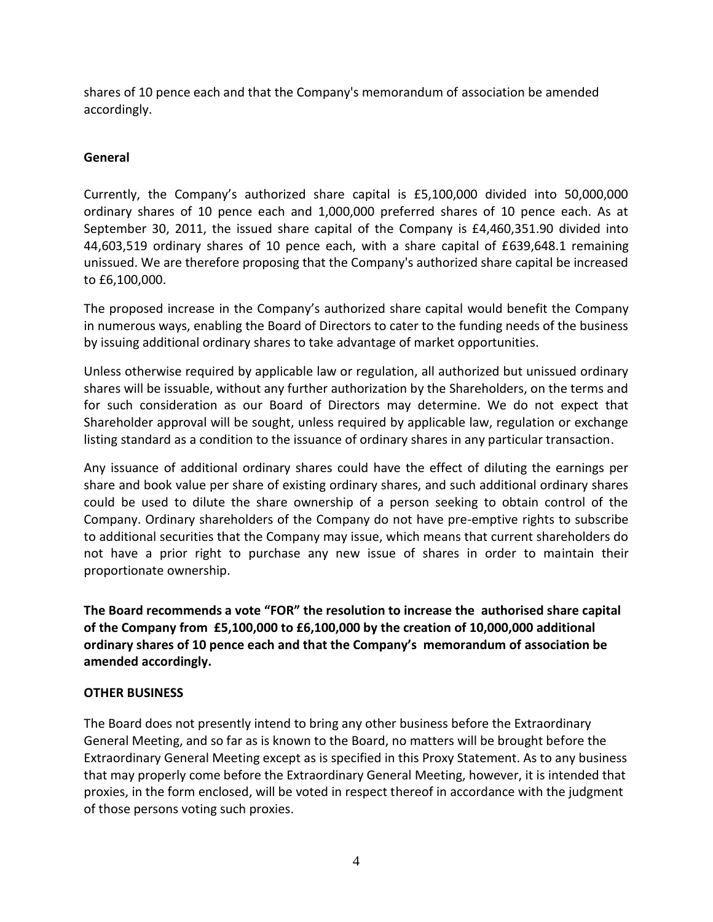shares of 10 pence each and that the Company's memorandum of association be amended accordingly.

**General**

Currently, the Company's authorized share capital is £5,100,000 divided into 50,000,000 ordinary shares of 10 pence each and 1,000,000 preferred shares of 10 pence each. As at September 30, 2011, the issued share capital of the Company is £4,460,351.90 divided into 44,603,519 ordinary shares of 10 pence each, with a share capital of £639,648.1 remaining unissued. We are therefore proposing that the Company's authorized share capital be increased to £6,100,000.

The proposed increase in the Company's authorized share capital would benefit the Company in numerous ways, enabling the Board of Directors to cater to the funding needs of the business by issuing additional ordinary shares to take advantage of market opportunities.

Unless otherwise required by applicable law or regulation, all authorized but unissued ordinary shares will be issuable, without any further authorization by the Shareholders, on the terms and for such consideration as our Board of Directors may determine. We do not expect that Shareholder approval will be sought, unless required by applicable law, regulation or exchange listing standard as a condition to the issuance of ordinary shares in any particular transaction.

Any issuance of additional ordinary shares could have the effect of diluting the earnings per share and book value per share of existing ordinary shares, and such additional ordinary shares could be used to dilute the share ownership of a person seeking to obtain control of the Company. Ordinary shareholders of the Company do not have pre-emptive rights to subscribe to additional securities that the Company may issue, which means that current shareholders do not have a prior right to purchase any new issue of shares in order to maintain their proportionate ownership.

**The Board recommends a vote "FOR" the resolution to increase the authorised share capital of the Company from £5,100,000 to £6,100,000 by the creation of 10,000,000 additional ordinary shares of 10 pence each and that the Company's memorandum of association be amended accordingly.**

**OTHER BUSINESS**

The Board does not presently intend to bring any other business before the Extraordinary General Meeting, and so far as is known to the Board, no matters will be brought before the Extraordinary General Meeting except as is specified in this Proxy Statement. As to any business that may properly come before the Extraordinary General Meeting, however, it is intended that proxies, in the form enclosed, will be voted in respect thereof in accordance with the judgment of those persons voting such proxies.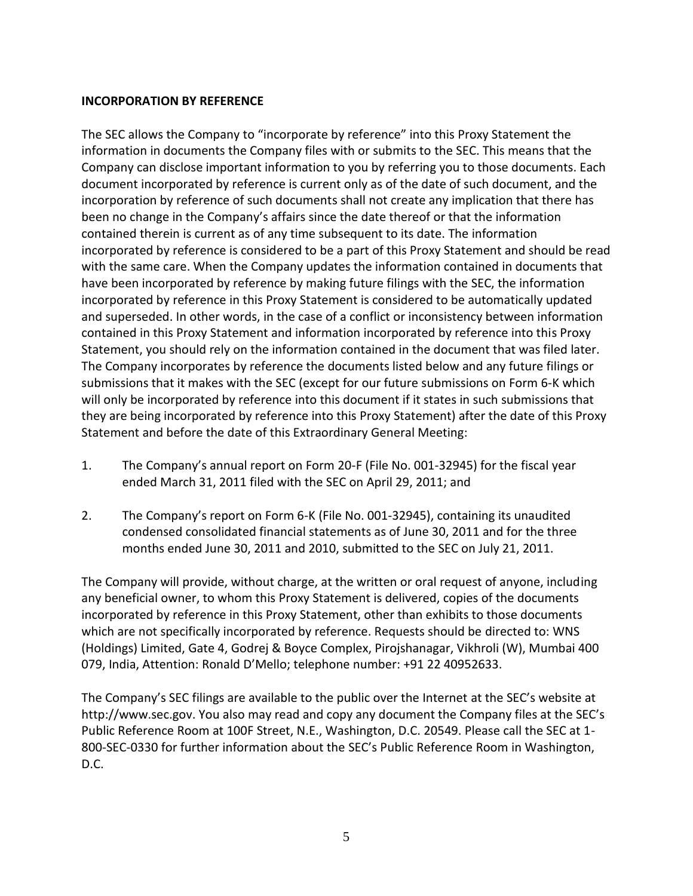**INCORPORATION BY REFERENCE**

The SEC allows the Company to "incorporate by reference" into this Proxy Statement the information in documents the Company files with or submits to the SEC. This means that the Company can disclose important information to you by referring you to those documents. Each document incorporated by reference is current only as of the date of such document, and the incorporation by reference of such documents shall not create any implication that there has been no change in the Company's affairs since the date thereof or that the information contained therein is current as of any time subsequent to its date. The information incorporated by reference is considered to be a part of this Proxy Statement and should be read with the same care. When the Company updates the information contained in documents that have been incorporated by reference by making future filings with the SEC, the information incorporated by reference in this Proxy Statement is considered to be automatically updated and superseded. In other words, in the case of a conflict or inconsistency between information contained in this Proxy Statement and information incorporated by reference into this Proxy Statement, you should rely on the information contained in the document that was filed later. The Company incorporates by reference the documents listed below and any future filings or submissions that it makes with the SEC (except for our future submissions on Form 6-K which will only be incorporated by reference into this document if it states in such submissions that they are being incorporated by reference into this Proxy Statement) after the date of this Proxy Statement and before the date of this Extraordinary General Meeting:

1. The Company's annual report on Form 20-F (File No. 001-32945) for the fiscal year ended March 31, 2011 filed with the SEC on April 29, 2011; and

2. The Company's report on Form 6-K (File No. 001-32945), containing its unaudited condensed consolidated financial statements as of June 30, 2011 and for the three months ended June 30, 2011 and 2010, submitted to the SEC on July 21, 2011.

The Company will provide, without charge, at the written or oral request of anyone, including any beneficial owner, to whom this Proxy Statement is delivered, copies of the documents incorporated by reference in this Proxy Statement, other than exhibits to those documents which are not specifically incorporated by reference. Requests should be directed to: WNS (Holdings) Limited, Gate 4, Godrej & Boyce Complex, Pirojshanagar, Vikhroli (W), Mumbai 400 079, India, Attention: Ronald D'Mello; telephone number: +91 22 40952633.

The Company's SEC filings are available to the public over the Internet at the SEC's website at http://www.sec.gov. You also may read and copy any document the Company files at the SEC's Public Reference Room at 100F Street, N.E., Washington, D.C. 20549. Please call the SEC at 1-800-SEC-0330 for further information about the SEC's Public Reference Room in Washington, D.C.